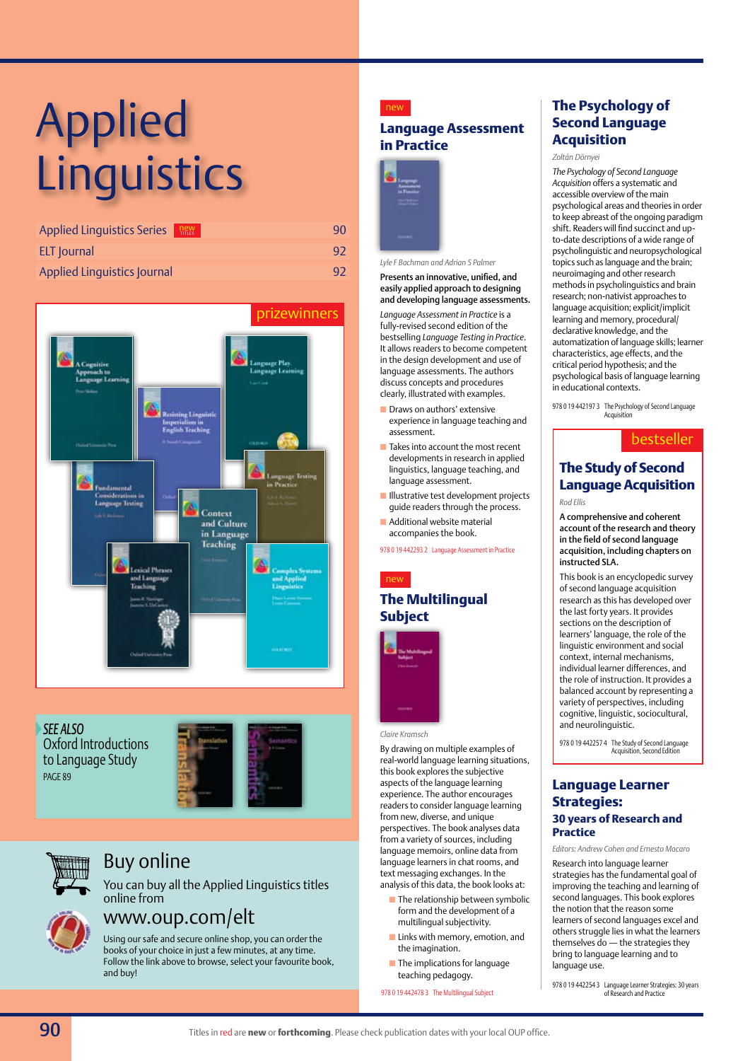# Applied Linguistics

| | |
|---|---|
| Applied Linguistics Series new TITLES | 90 |
| ELT Journal | 92 |
| Applied Linguistics Journal | 92 |

prizewinners

*SEE ALSO*
Oxford Introductions to Language Study
PAGE 89

## Buy online

You can buy all the Applied Linguistics titles online from

**www.oup.com/elt**

Using our safe and secure online shop, you can order the books of your choice in just a few minutes, at any time. Follow the link above to browse, select your favourite book, and buy!

new

## Language Assessment in Practice

*Lyle F Bachman and Adrian S Palmer*

**Presents an innovative, unified, and easily applied approach to designing and developing language assessments.**

*Language Assessment in Practice* is a fully-revised second edition of the bestselling *Language Testing in Practice*. It allows readers to become competent in the design development and use of language assessments. The authors discuss concepts and procedures clearly, illustrated with examples.

- Draws on authors' extensive experience in language teaching and assessment.
- Takes into account the most recent developments in research in applied linguistics, language teaching, and language assessment.
- Illustrative test development projects guide readers through the process.
- Additional website material accompanies the book.

978 0 19 442293 2 Language Assessment in Practice

new

## The Multilingual Subject

*Claire Kramsch*

By drawing on multiple examples of real-world language learning situations, this book explores the subjective aspects of the language learning experience. The author encourages readers to consider language learning from new, diverse, and unique perspectives. The book analyses data from a variety of sources, including language memoirs, online data from language learners in chat rooms, and text messaging exchanges. In the analysis of this data, the book looks at:

- The relationship between symbolic form and the development of a multilingual subjectivity.
- Links with memory, emotion, and the imagination.
- The implications for language teaching pedagogy.

978 0 19 442478 3 The Multilingual Subject

## The Psychology of Second Language Acquisition

*Zoltán Dörnyei*

*The Psychology of Second Language Acquisition* offers a systematic and accessible overview of the main psychological areas and theories in order to keep abreast of the ongoing paradigm shift. Readers will find succinct and up-to-date descriptions of a wide range of psycholinguistic and neuropsychological topics such as language and the brain; neuroimaging and other research methods in psycholinguistics and brain research; non-nativist approaches to language acquisition; explicit/implicit learning and memory, procedural/declarative knowledge, and the automatization of language skills; learner characteristics, age effects, and the critical period hypothesis; and the psychological basis of language learning in educational contexts.

978 0 19 442197 3 The Psychology of Second Language Acquisition

bestseller

## The Study of Second Language Acquisition

*Rod Ellis*

**A comprehensive and coherent account of the research and theory in the field of second language acquisition, including chapters on instructed SLA.**

This book is an encyclopedic survey of second language acquisition research as this has developed over the last forty years. It provides sections on the description of learners' language, the role of the linguistic environment and social context, internal mechanisms, individual learner differences, and the role of instruction. It provides a balanced account by representing a variety of perspectives, including cognitive, linguistic, sociocultural, and neurolinguistic.

978 0 19 442257 4 The Study of Second Language Acquisition, Second Edition

## Language Learner Strategies:

### 30 years of Research and Practice

*Editors: Andrew Cohen and Ernesto Macaro*

Research into language learner strategies has the fundamental goal of improving the teaching and learning of second languages. This book explores the notion that the reason some learners of second languages excel and others struggle lies in what the learners themselves do — the strategies they bring to language learning and to language use.

978 0 19 442254 3 Language Learner Strategies: 30 years of Research and Practice

Titles in red are **new** or **forthcoming**. Please check publication dates with your local OUP office.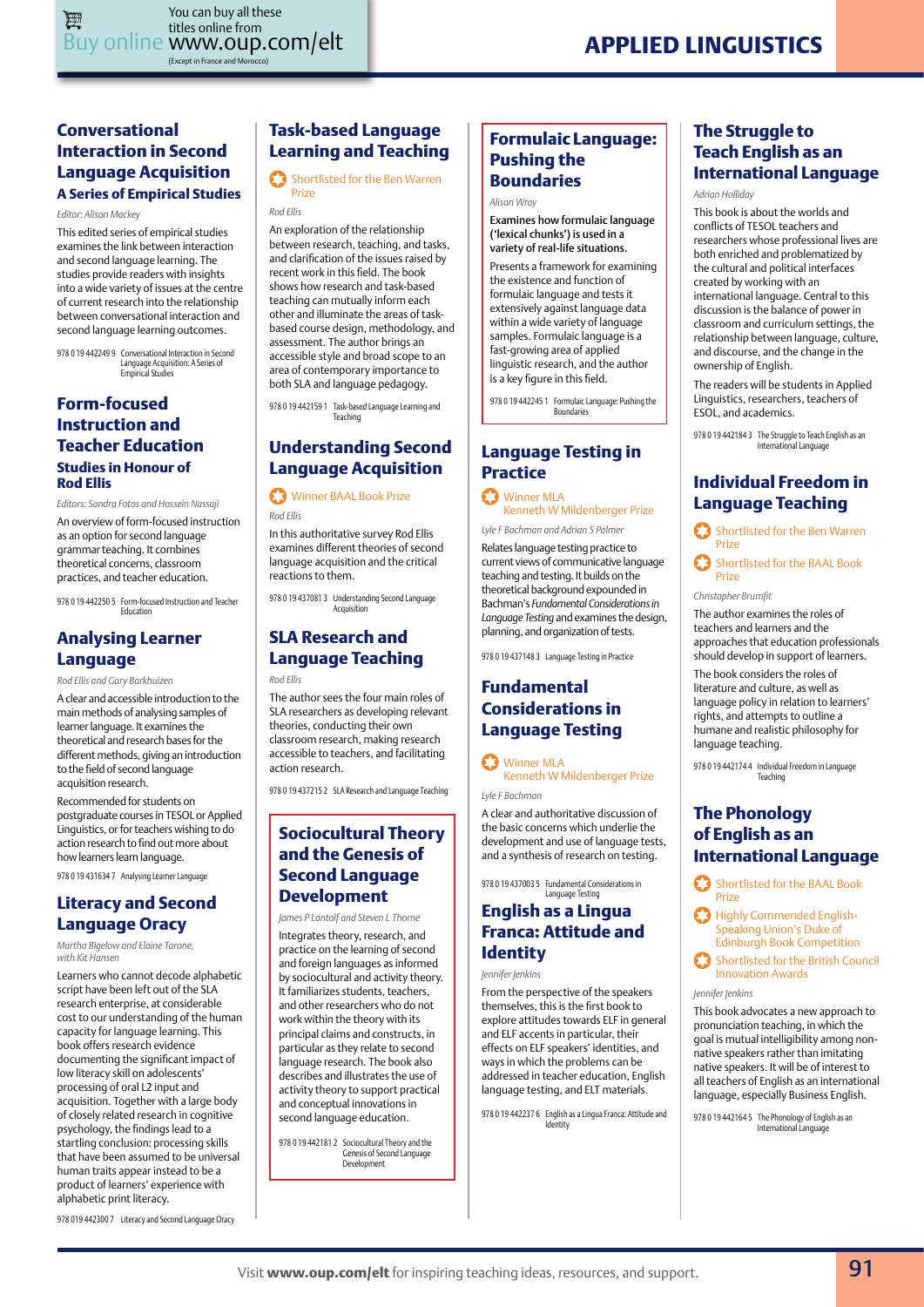# APPLIED LINGUISTICS

## Conversational Interaction in Second Language Acquisition

### A Series of Empirical Studies

*Editor: Alison Mackey*

This edited series of empirical studies examines the link between interaction and second language learning. The studies provide readers with insights into a wide variety of issues at the centre of current research into the relationship between conversational interaction and second language learning outcomes.

978 0 19 442249 9 Conversational Interaction in Second Language Acquisition: A Series of Empirical Studies

## Form-focused Instruction and Teacher Education

### Studies in Honour of Rod Ellis

*Editors: Sandra Fotos and Hossein Nassaji*

An overview of form-focused instruction as an option for second language grammar teaching. It combines theoretical concerns, classroom practices, and teacher education.

978 0 19 442250 5 Form-focused Instruction and Teacher Education

## Analysing Learner Language

*Rod Ellis and Gary Barkhuizen*

A clear and accessible introduction to the main methods of analysing samples of learner language. It examines the theoretical and research bases for the different methods, giving an introduction to the field of second language acquisition research.

Recommended for students on postgraduate courses in TESOL or Applied Linguistics, or for teachers wishing to do action research to find out more about how learners learn language.

978 0 19 431634 7 Analysing Learner Language

## Literacy and Second Language Oracy

*Martha Bigelow and Elaine Tarone, with Kit Hansen*

Learners who cannot decode alphabetic script have been left out of the SLA research enterprise, at considerable cost to our understanding of the human capacity for language learning. This book offers research evidence documenting the significant impact of low literacy skill on adolescents' processing of oral L2 input and acquisition. Together with a large body of closely related research in cognitive psychology, the findings lead to a startling conclusion: processing skills that have been assumed to be universal human traits appear instead to be a product of learners' experience with alphabetic print literacy.

978 019 442300 7 Literacy and Second Language Oracy

## Task-based Language Learning and Teaching

Shortlisted for the Ben Warren Prize

*Rod Ellis*

An exploration of the relationship between research, teaching, and tasks, and clarification of the issues raised by recent work in this field. The book shows how research and task-based teaching can mutually inform each other and illuminate the areas of task-based course design, methodology, and assessment. The author brings an accessible style and broad scope to an area of contemporary importance to both SLA and language pedagogy.

978 0 19 442159 1 Task-based Language Learning and Teaching

## Understanding Second Language Acquisition

Winner BAAL Book Prize

*Rod Ellis*

In this authoritative survey Rod Ellis examines different theories of second language acquisition and the critical reactions to them.

978 0 19 437081 3 Understanding Second Language Acquisition

## SLA Research and Language Teaching

*Rod Ellis*

The author sees the four main roles of SLA researchers as developing relevant theories, conducting their own classroom research, making research accessible to teachers, and facilitating action research.

978 0 19 437215 2 SLA Research and Language Teaching

## Sociocultural Theory and the Genesis of Second Language Development

*James P Lantolf and Steven L Thorne*

Integrates theory, research, and practice on the learning of second and foreign languages as informed by sociocultural and activity theory. It familiarizes students, teachers, and other researchers who do not work within the theory with its principal claims and constructs, in particular as they relate to second language research. The book also describes and illustrates the use of activity theory to support practical and conceptual innovations in second language education.

978 0 19 442181 2 Sociocultural Theory and the Genesis of Second Language Development

## Formulaic Language: Pushing the Boundaries

*Alison Wray*

**Examines how formulaic language ('lexical chunks') is used in a variety of real-life situations.**

Presents a framework for examining the existence and function of formulaic language and tests it extensively against language data within a wide variety of language samples. Formulaic language is a fast-growing area of applied linguistic research, and the author is a key figure in this field.

978 0 19 442245 1 Formulaic Language: Pushing the Boundaries

## Language Testing in Practice

Winner MLA Kenneth W Mildenberger Prize

*Lyle F Bachman and Adrian S Palmer*

Relates language testing practice to current views of communicative language teaching and testing. It builds on the theoretical background expounded in Bachman's *Fundamental Considerations in Language Testing* and examines the design, planning, and organization of tests.

978 0 19 437148 3 Language Testing in Practice

## Fundamental Considerations in Language Testing

Winner MLA Kenneth W Mildenberger Prize

*Lyle F Bachman*

A clear and authoritative discussion of the basic concerns which underlie the development and use of language tests, and a synthesis of research on testing.

978 0 19 437003 5 Fundamental Considerations in Language Testing

## English as a Lingua Franca: Attitude and Identity

*Jennifer Jenkins*

From the perspective of the speakers themselves, this is the first book to explore attitudes towards ELF in general and ELF accents in particular, their effects on ELF speakers' identities, and ways in which the problems can be addressed in teacher education, English language testing, and ELT materials.

978 0 19 442237 6 English as a Lingua Franca: Attitude and Identity

## The Struggle to Teach English as an International Language

*Adrian Holliday*

This book is about the worlds and conflicts of TESOL teachers and researchers whose professional lives are both enriched and problematized by the cultural and political interfaces created by working with an international language. Central to this discussion is the balance of power in classroom and curriculum settings, the relationship between language, culture, and discourse, and the change in the ownership of English.

The readers will be students in Applied Linguistics, researchers, teachers of ESOL, and academics.

978 0 19 442184 3 The Struggle to Teach English as an International Language

## Individual Freedom in Language Teaching

Shortlisted for the Ben Warren Prize

Shortlisted for the BAAL Book Prize

*Christopher Brumfit*

The author examines the roles of teachers and learners and the approaches that education professionals should develop in support of learners.

The book considers the roles of literature and culture, as well as language policy in relation to learners' rights, and attempts to outline a humane and realistic philosophy for language teaching.

978 0 19 442174 4 Individual Freedom in Language Teaching

## The Phonology of English as an International Language

Shortlisted for the BAAL Book Prize

Highly Commended English-Speaking Union's Duke of Edinburgh Book Competition

Shortlisted for the British Council Innovation Awards

*Jennifer Jenkins*

This book advocates a new approach to pronunciation teaching, in which the goal is mutual intelligibility among non-native speakers rather than imitating native speakers. It will be of interest to all teachers of English as an international language, especially Business English.

978 0 19 442164 5 The Phonology of English as an International Language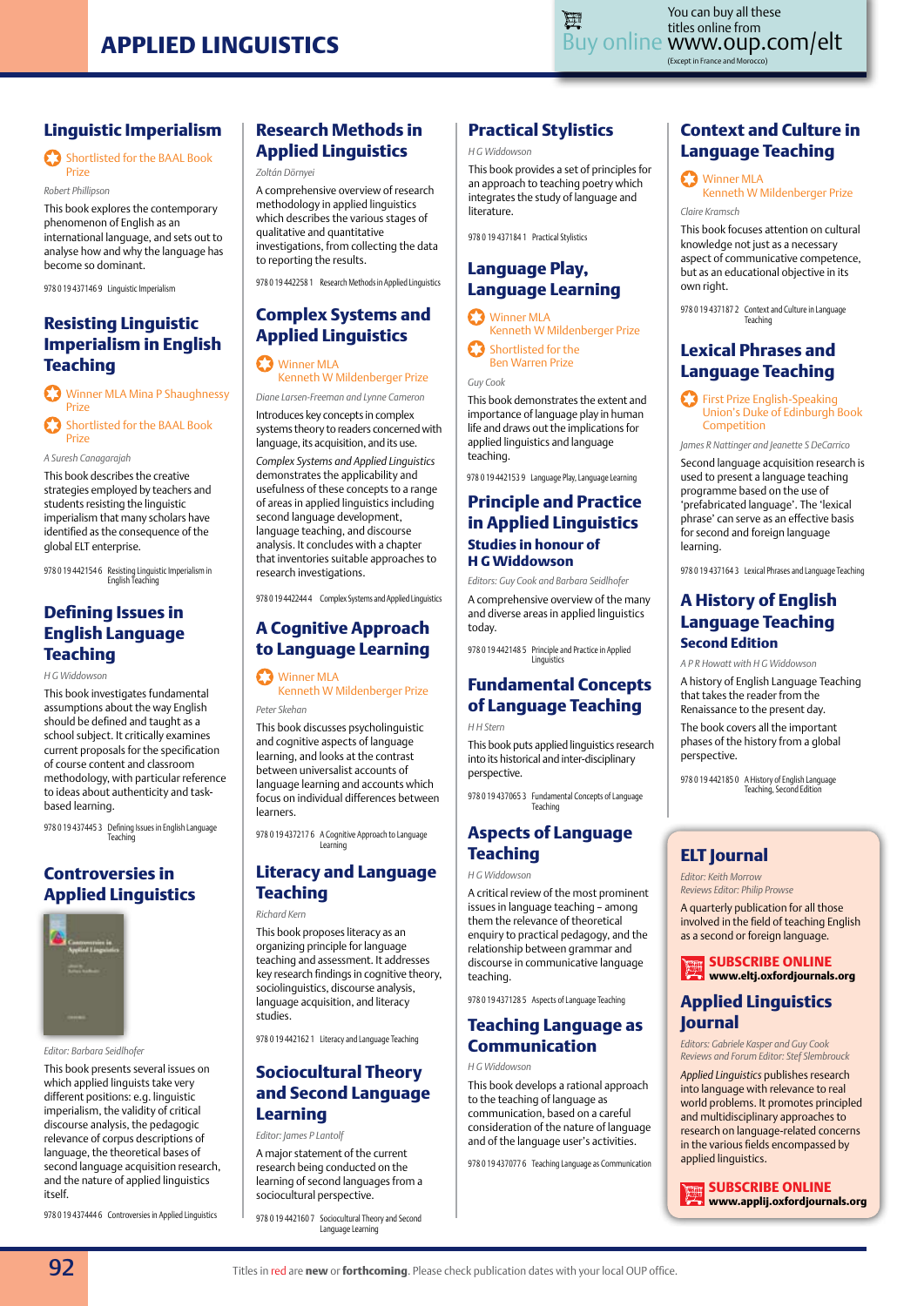# APPLIED LINGUISTICS

You can buy all these titles online from
Buy online www.oup.com/elt
(Except in France and Morocco)

## Linguistic Imperialism

Shortlisted for the BAAL Book Prize

*Robert Phillipson*

This book explores the contemporary phenomenon of English as an international language, and sets out to analyse how and why the language has become so dominant.

978 0 19 437146 9 Linguistic Imperialism

## Resisting Linguistic Imperialism in English Teaching

Winner MLA Mina P Shaughnessy Prize

Shortlisted for the BAAL Book Prize

*A Suresh Canagarajah*

This book describes the creative strategies employed by teachers and students resisting the linguistic imperialism that many scholars have identified as the consequence of the global ELT enterprise.

978 0 19 442154 6 Resisting Linguistic Imperialism in English Teaching

## Defining Issues in English Language Teaching

*H G Widdowson*

This book investigates fundamental assumptions about the way English should be defined and taught as a school subject. It critically examines current proposals for the specification of course content and classroom methodology, with particular reference to ideas about authenticity and task-based learning.

978 0 19 437445 3 Defining Issues in English Language Teaching

## Controversies in Applied Linguistics

*Editor: Barbara Seidlhofer*

This book presents several issues on which applied linguists take very different positions: e.g. linguistic imperialism, the validity of critical discourse analysis, the pedagogic relevance of corpus descriptions of language, the theoretical bases of second language acquisition research, and the nature of applied linguistics itself.

978 0 19 437444 6 Controversies in Applied Linguistics

## Research Methods in Applied Linguistics

*Zoltán Dörnyei*

A comprehensive overview of research methodology in applied linguistics which describes the various stages of qualitative and quantitative investigations, from collecting the data to reporting the results.

978 0 19 442258 1 Research Methods in Applied Linguistics

## Complex Systems and Applied Linguistics

Winner MLA Kenneth W Mildenberger Prize

*Diane Larsen-Freeman and Lynne Cameron*

Introduces key concepts in complex systems theory to readers concerned with language, its acquisition, and its use.

*Complex Systems and Applied Linguistics* demonstrates the applicability and usefulness of these concepts to a range of areas in applied linguistics including second language development, language teaching, and discourse analysis. It concludes with a chapter that inventories suitable approaches to research investigations.

978 0 19 442244 4 Complex Systems and Applied Linguistics

## A Cognitive Approach to Language Learning

Winner MLA Kenneth W Mildenberger Prize

*Peter Skehan*

This book discusses psycholinguistic and cognitive aspects of language learning, and looks at the contrast between universalist accounts of language learning and accounts which focus on individual differences between learners.

978 0 19 437217 6 A Cognitive Approach to Language Learning

## Literacy and Language Teaching

*Richard Kern*

This book proposes literacy as an organizing principle for language teaching and assessment. It addresses key research findings in cognitive theory, sociolinguistics, discourse analysis, language acquisition, and literacy studies.

978 0 19 442162 1 Literacy and Language Teaching

## Sociocultural Theory and Second Language Learning

*Editor: James P Lantolf*

A major statement of the current research being conducted on the learning of second languages from a sociocultural perspective.

978 0 19 442160 7 Sociocultural Theory and Second Language Learning

## Practical Stylistics

*H G Widdowson*

This book provides a set of principles for an approach to teaching poetry which integrates the study of language and literature.

978 0 19 437184 1 Practical Stylistics

## Language Play, Language Learning

Winner MLA Kenneth W Mildenberger Prize

Shortlisted for the Ben Warren Prize

*Guy Cook*

This book demonstrates the extent and importance of language play in human life and draws out the implications for applied linguistics and language teaching.

978 0 19 442153 9 Language Play, Language Learning

## Principle and Practice in Applied Linguistics

### Studies in honour of H G Widdowson

*Editors: Guy Cook and Barbara Seidlhofer*

A comprehensive overview of the many and diverse areas in applied linguistics today.

978 0 19 442148 5 Principle and Practice in Applied Linguistics

## Fundamental Concepts of Language Teaching

*H H Stern*

This book puts applied linguistics research into its historical and inter-disciplinary perspective.

978 0 19 437065 3 Fundamental Concepts of Language Teaching

## Aspects of Language Teaching

*H G Widdowson*

A critical review of the most prominent issues in language teaching – among them the relevance of theoretical enquiry to practical pedagogy, and the relationship between grammar and discourse in communicative language teaching.

978 0 19 437128 5 Aspects of Language Teaching

## Teaching Language as Communication

*H G Widdowson*

This book develops a rational approach to the teaching of language as communication, based on a careful consideration of the nature of language and of the language user's activities.

978 0 19 437077 6 Teaching Language as Communication

## Context and Culture in Language Teaching

Winner MLA Kenneth W Mildenberger Prize

*Claire Kramsch*

This book focuses attention on cultural knowledge not just as a necessary aspect of communicative competence, but as an educational objective in its own right.

978 0 19 437187 2 Context and Culture in Language Teaching

## Lexical Phrases and Language Teaching

First Prize English-Speaking Union's Duke of Edinburgh Book Competition

*James R Nattinger and Jeanette S DeCarrico*

Second language acquisition research is used to present a language teaching programme based on the use of 'prefabricated language'. The 'lexical phrase' can serve as an effective basis for second and foreign language learning.

978 0 19 437164 3 Lexical Phrases and Language Teaching

## A History of English Language Teaching

### Second Edition

*A P R Howatt with H G Widdowson*

A history of English Language Teaching that takes the reader from the Renaissance to the present day.

The book covers all the important phases of the history from a global perspective.

978 0 19 442185 0 A History of English Language Teaching, Second Edition

## ELT Journal

*Editor: Keith Morrow*
*Reviews Editor: Philip Prowse*

A quarterly publication for all those involved in the field of teaching English as a second or foreign language.

**SUBSCRIBE ONLINE**
**www.eltj.oxfordjournals.org**

## Applied Linguistics Journal

*Editors: Gabriele Kasper and Guy Cook*
*Reviews and Forum Editor: Stef Slembrouck*

*Applied Linguistics* publishes research into language with relevance to real world problems. It promotes principled and multidisciplinary approaches to research on language-related concerns in the various fields encompassed by applied linguistics.

**SUBSCRIBE ONLINE**
**www.applij.oxfordjournals.org**

Titles in red are **new** or **forthcoming**. Please check publication dates with your local OUP office.